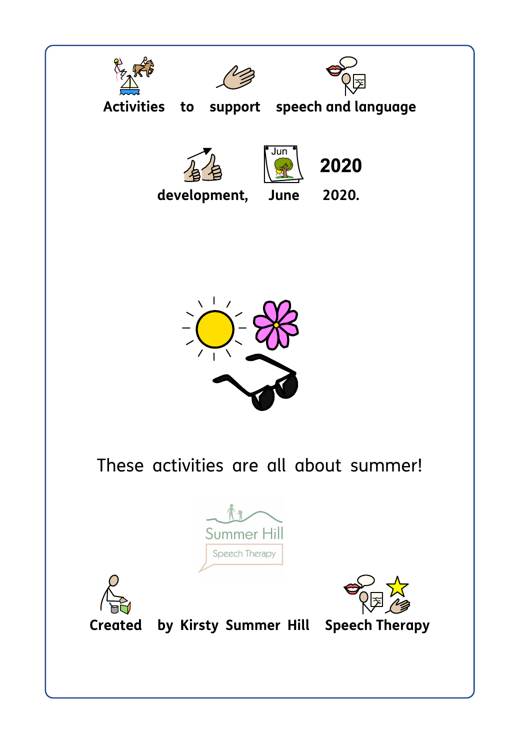# Activities to support speech and language development, June 2020.

These activities are all about summer!

Summer Hill
Speech Therapy

Created by Kirsty Summer Hill Speech Therapy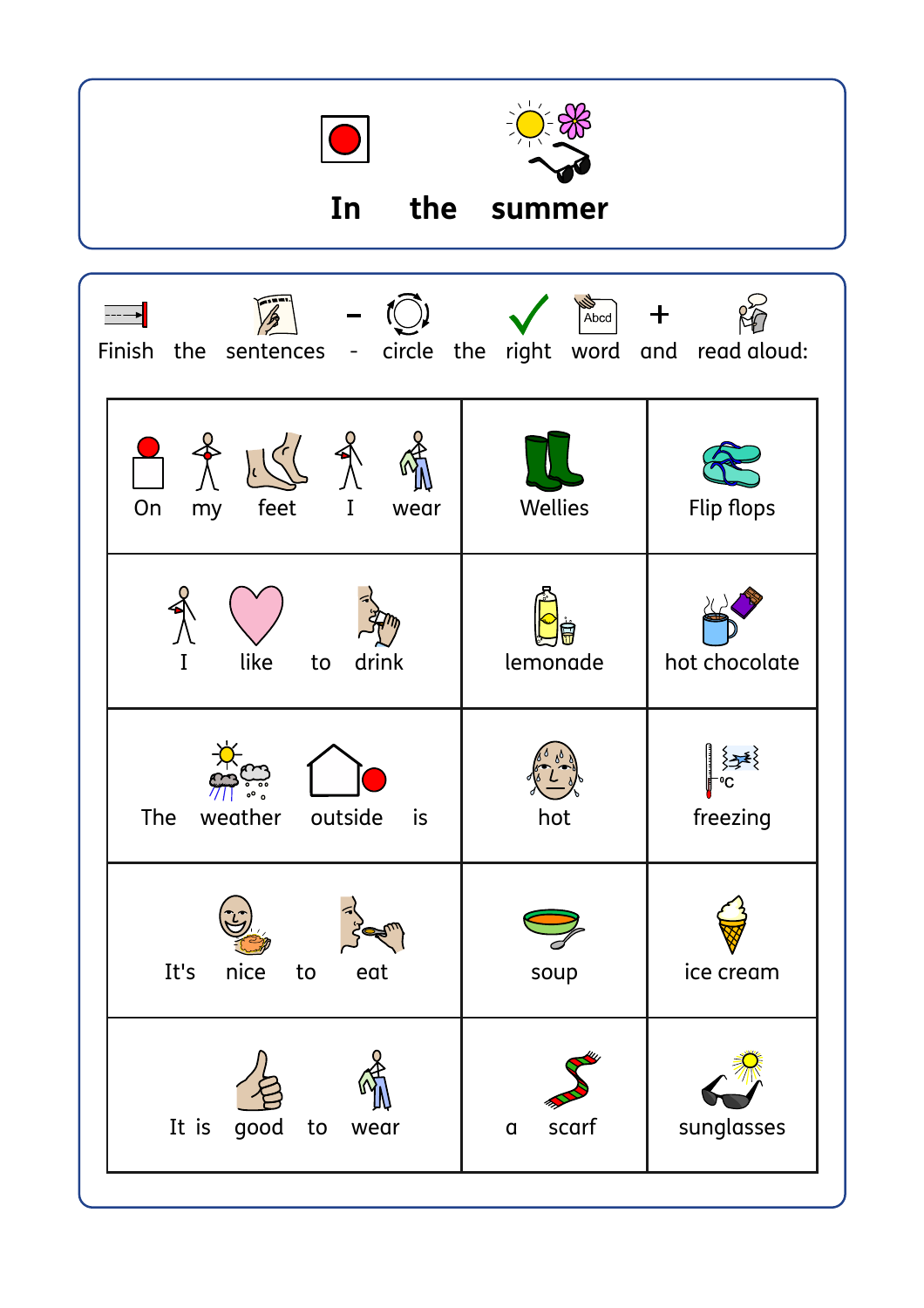# In the summer

Finish the sentences - circle the right word and read aloud:

| | | |
|---|---|---|
| On my feet I wear | Wellies | Flip flops |
| I like to drink | lemonade | hot chocolate |
| The weather outside is | hot | freezing |
| It's nice to eat | soup | ice cream |
| It is good to wear | a scarf | sunglasses |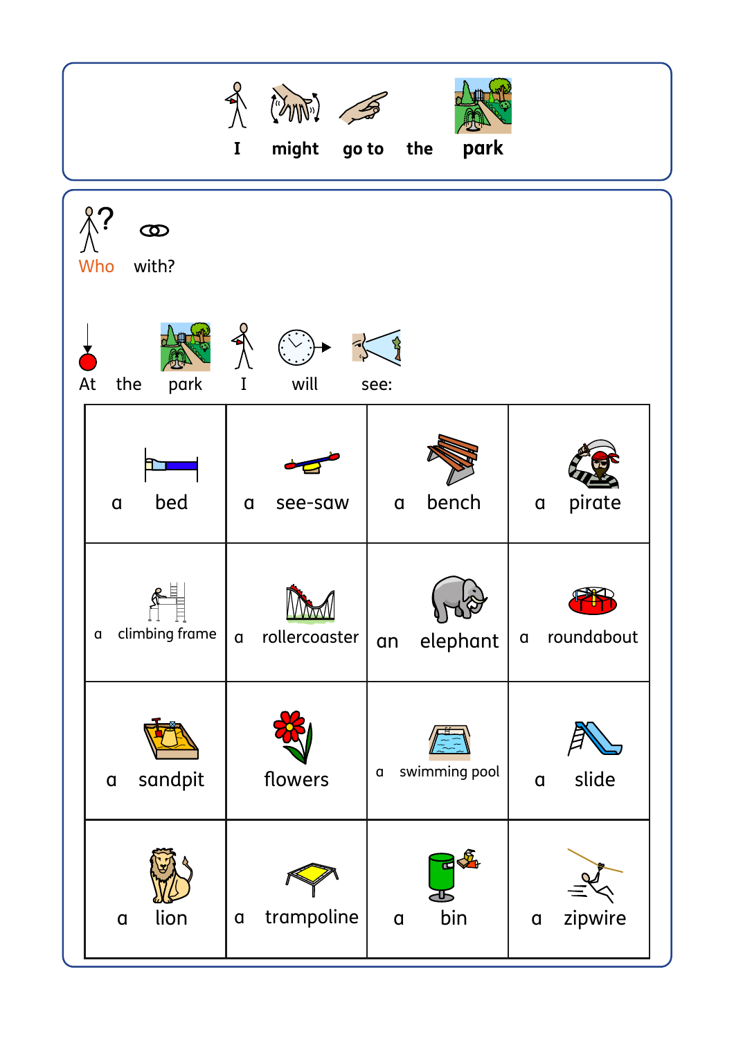# I might go to the park

Who with?

At the park I will see:

| | | | |
|---|---|---|---|
| a bed | a see-saw | a bench | a pirate |
| a climbing frame | a rollercoaster | an elephant | a roundabout |
| a sandpit | flowers | a swimming pool | a slide |
| a lion | a trampoline | a bin | a zipwire |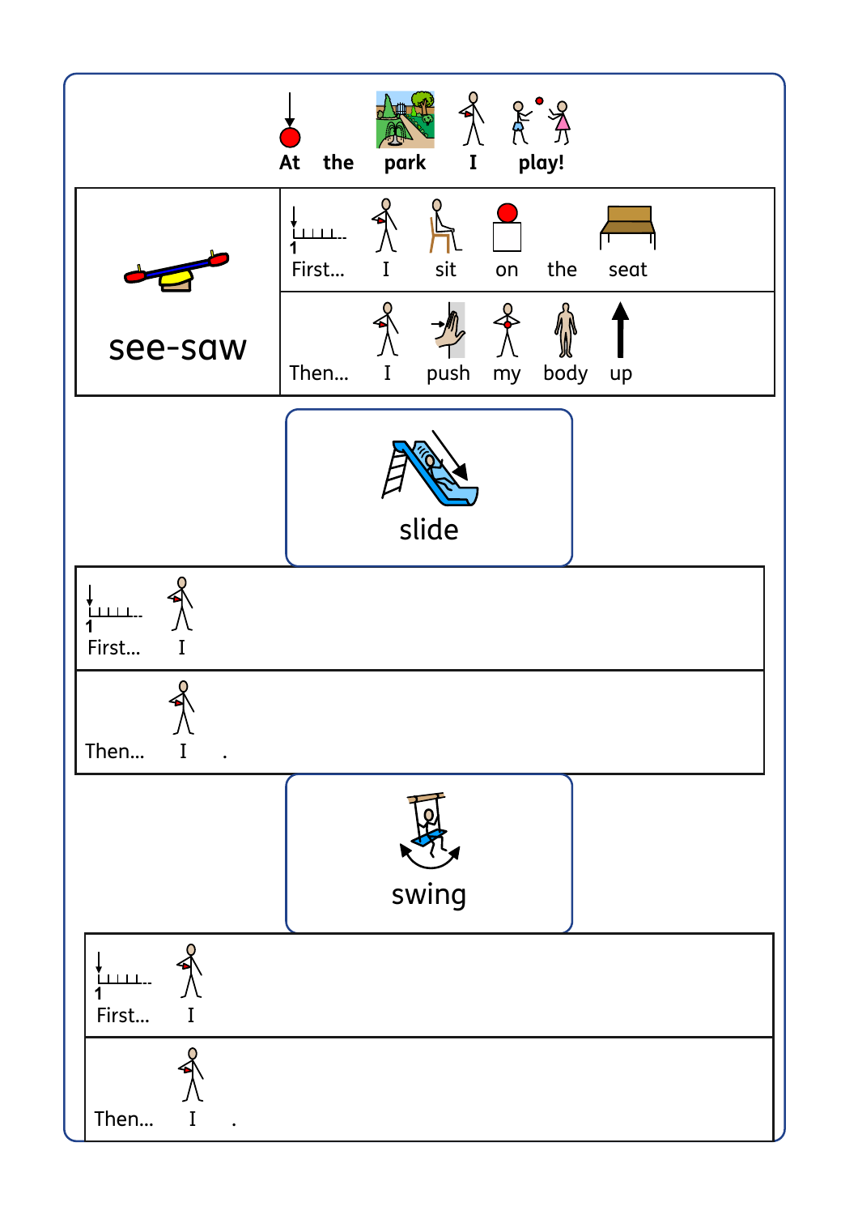**At the park I play!**

| see-saw | |
|---|---|
| | First... I sit on the seat |
| | Then... I push my body up |

slide

| |
|---|
| First... I |
| Then... I . |

swing

| |
|---|
| First... I |
| Then... I . |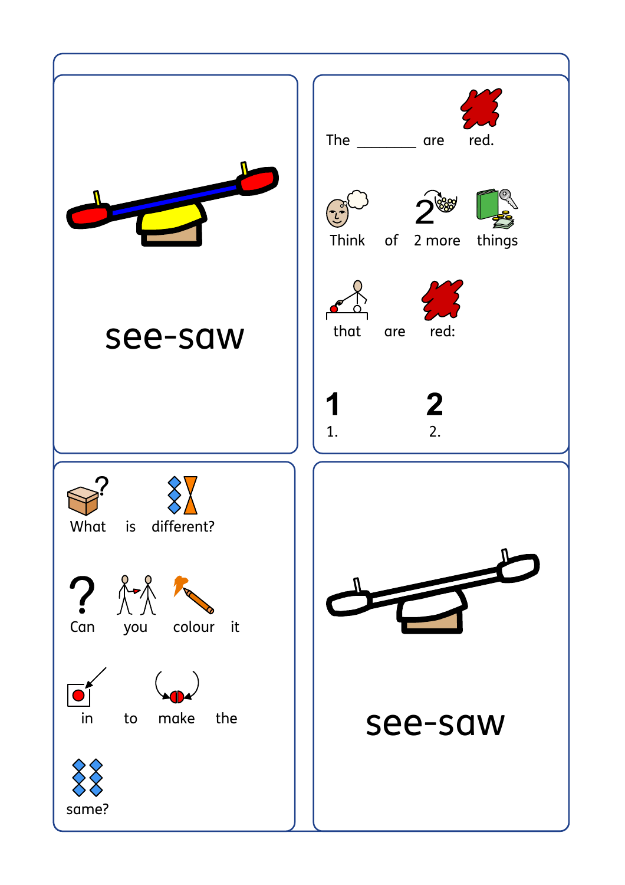see-saw

The ________ are red.

Think of 2 more things that are red:

1.

2.

What is different?

Can you colour it in to make the same?

see-saw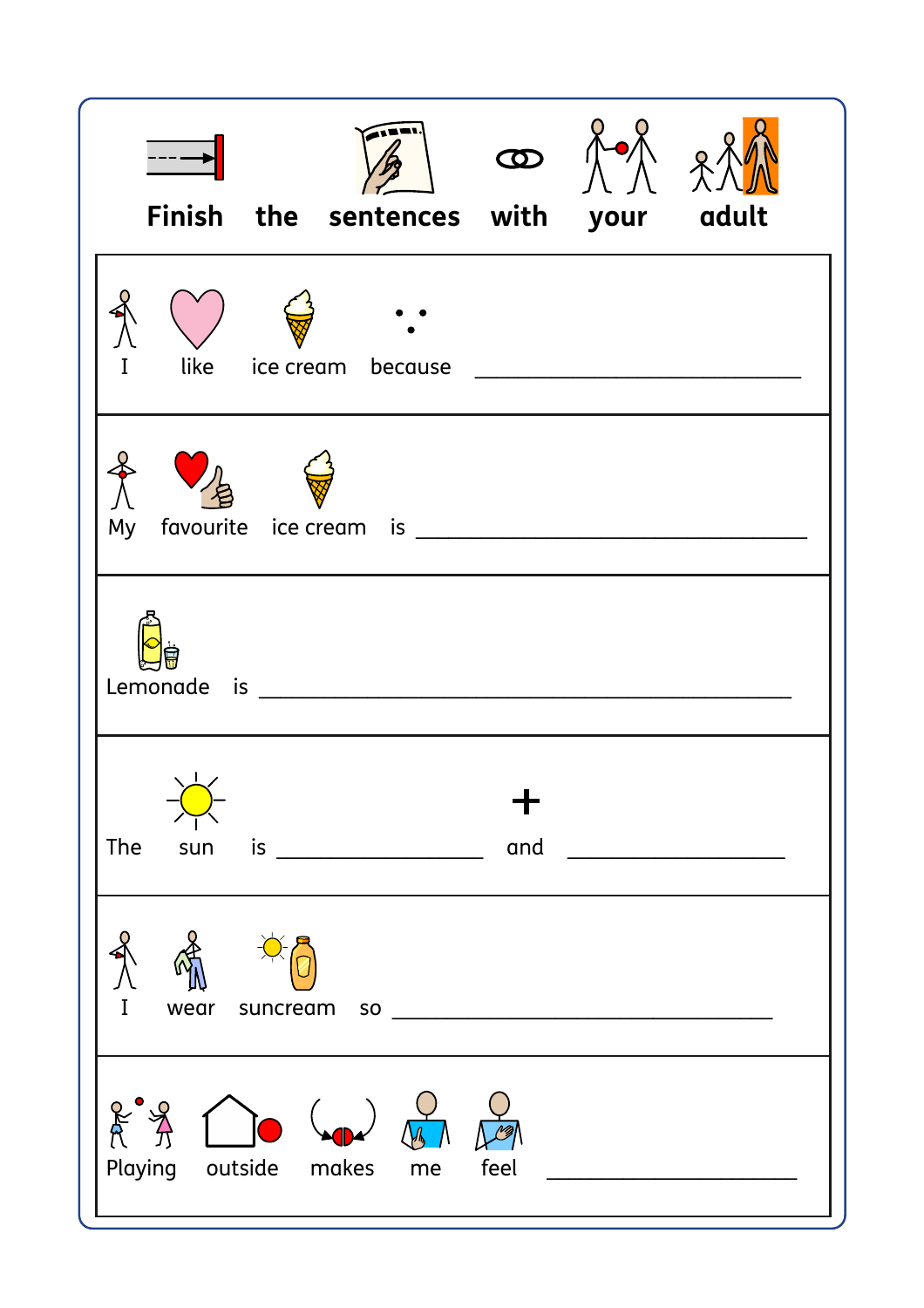# Finish the sentences with your adult

I like ice cream because ______________________________

My favourite ice cream is ______________________________

Lemonade is ______________________________

The sun is ________________ and ________________

I wear suncream so ______________________________

Playing outside makes me feel ____________________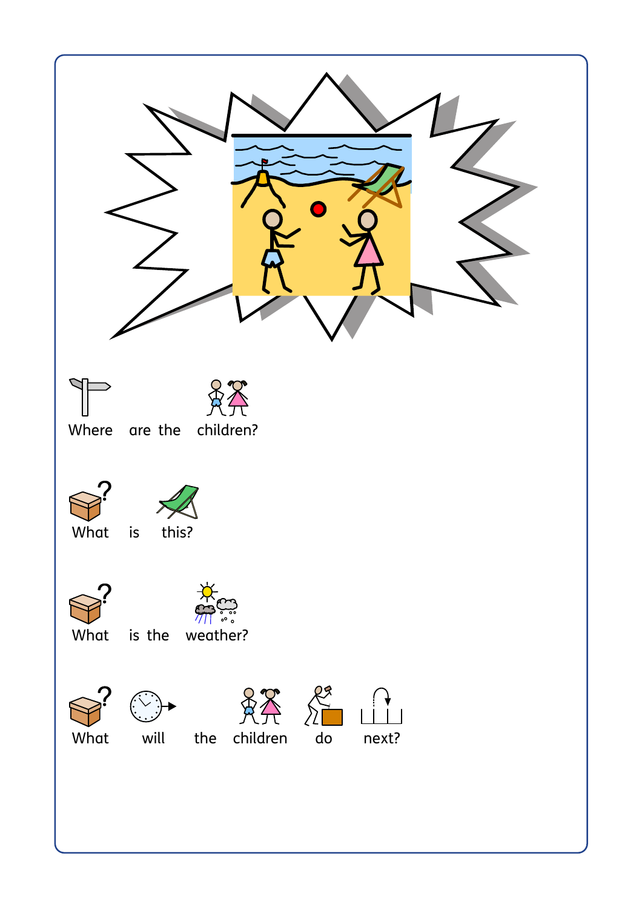Where are the children?

What is this?

What is the weather?

What will the children do next?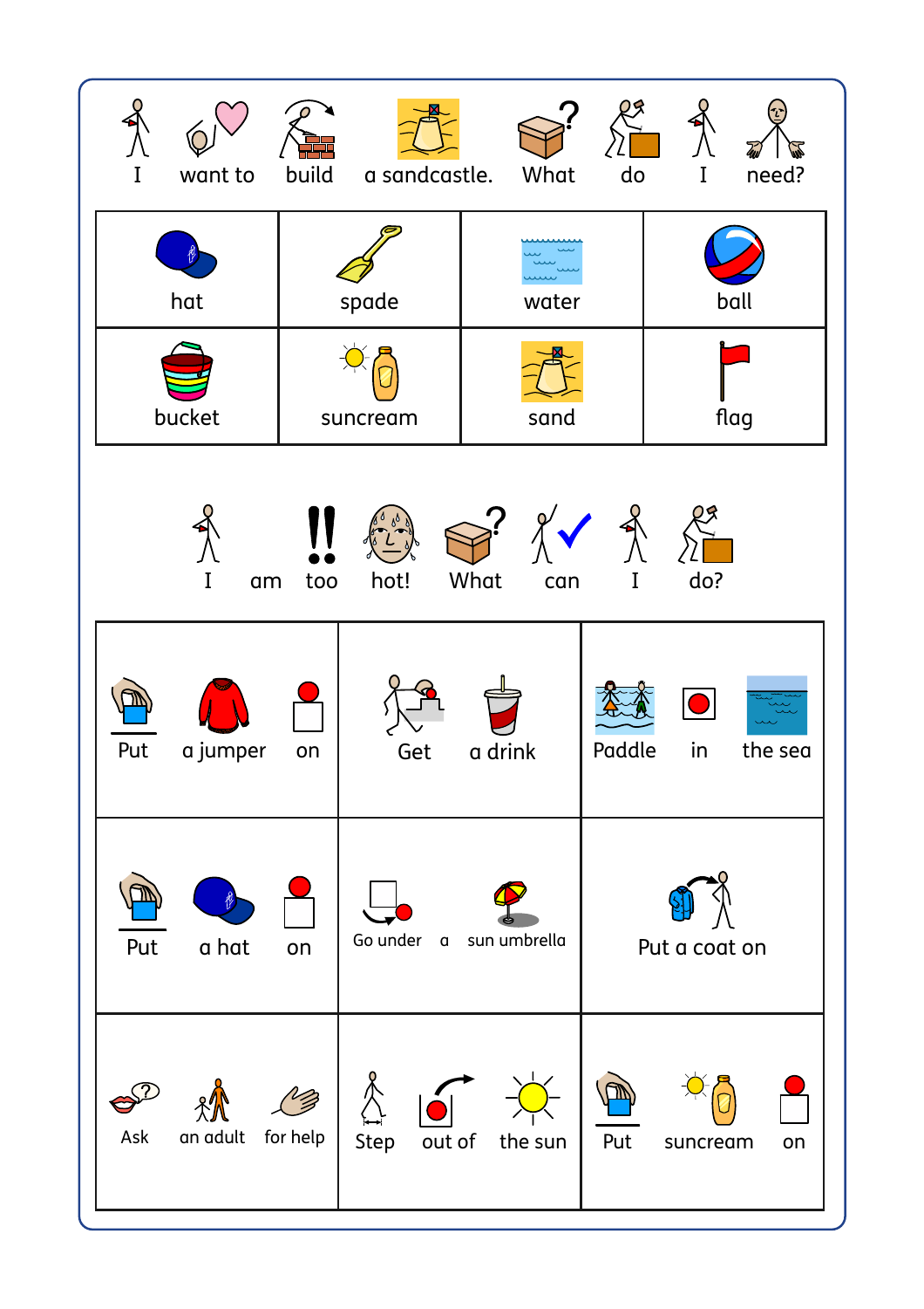I want to build a sandcastle. What do I need?

| | | | |
|---|---|---|---|
| hat | spade | water | ball |
| bucket | suncream | sand | flag |

I am too hot! What can I do?

| | | |
|---|---|---|
| Put a jumper on | Get a drink | Paddle in the sea |
| Put a hat on | Go under a sun umbrella | Put a coat on |
| Ask an adult for help | Step out of the sun | Put suncream on |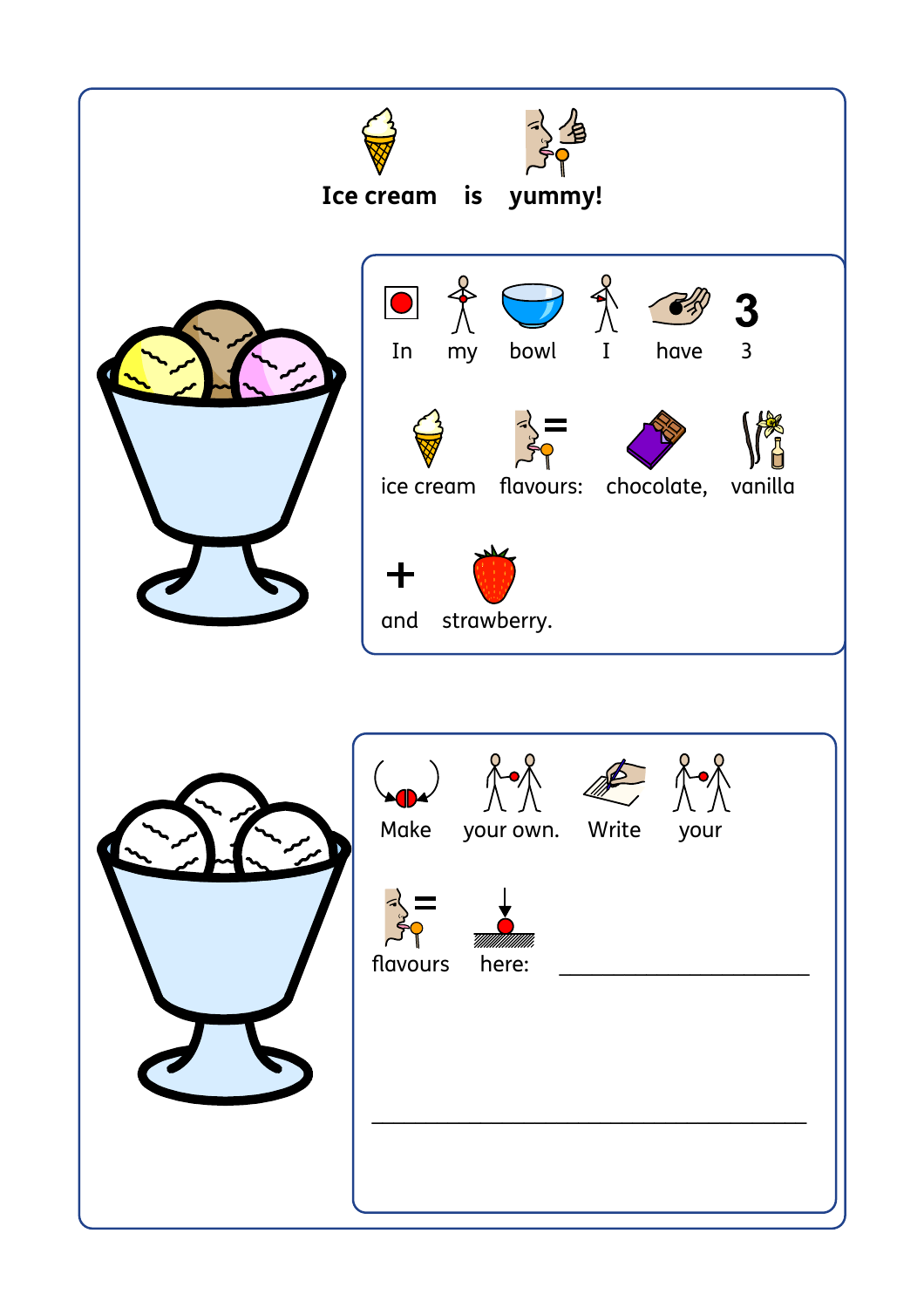# Ice cream is yummy!

In my bowl I have 3 ice cream flavours: chocolate, vanilla and strawberry.

Make your own. Write your flavours here: ______________________

______________________________________________